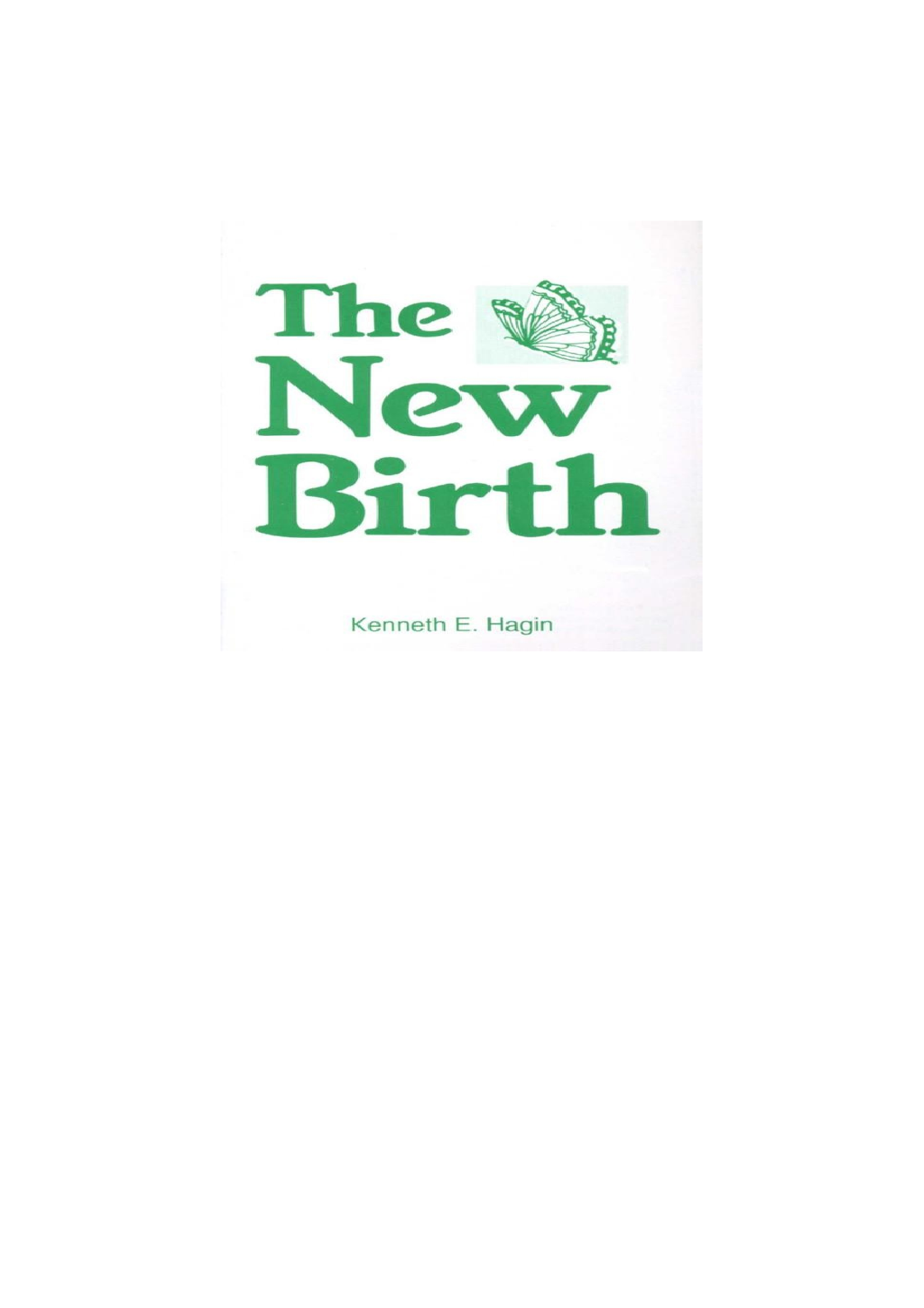# The New Birth

Kenneth E. Hagin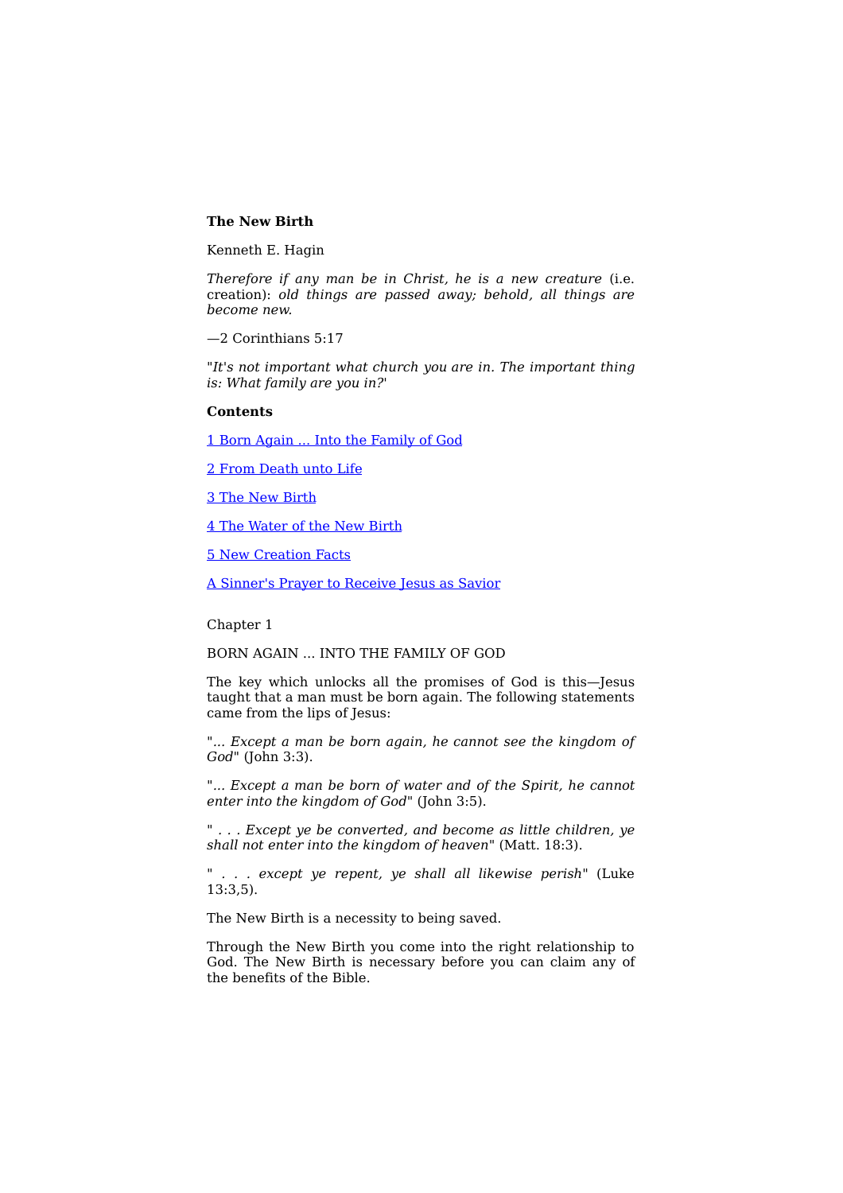**The New Birth**

Kenneth E. Hagin

*Therefore if any man be in Christ, he is a new creature* (i.e. creation): *old things are passed away; behold, all things are become new.*

—2 Corinthians 5:17

"*It's not important what church you are in. The important thing is: What family are you in?*'

**Contents**

[1 Born Again ... Into the Family of God]()

[2 From Death unto Life]()

[3 The New Birth]()

[4 The Water of the New Birth]()

[5 New Creation Facts]()

[A Sinner's Prayer to Receive Jesus as Savior]()

Chapter 1

BORN AGAIN ... INTO THE FAMILY OF GOD

The key which unlocks all the promises of God is this—Jesus taught that a man must be born again. The following statements came from the lips of Jesus:

"*... Except a man be born again, he cannot see the kingdom of God*" (John 3:3).

"*... Except a man be born of water and of the Spirit, he cannot enter into the kingdom of God*" (John 3:5).

" *. . . Except ye be converted, and become as little children, ye shall not enter into the kingdom of heaven*" (Matt. 18:3).

" *. . . except ye repent, ye shall all likewise perish*" (Luke 13:3,5).

The New Birth is a necessity to being saved.

Through the New Birth you come into the right relationship to God. The New Birth is necessary before you can claim any of the benefits of the Bible.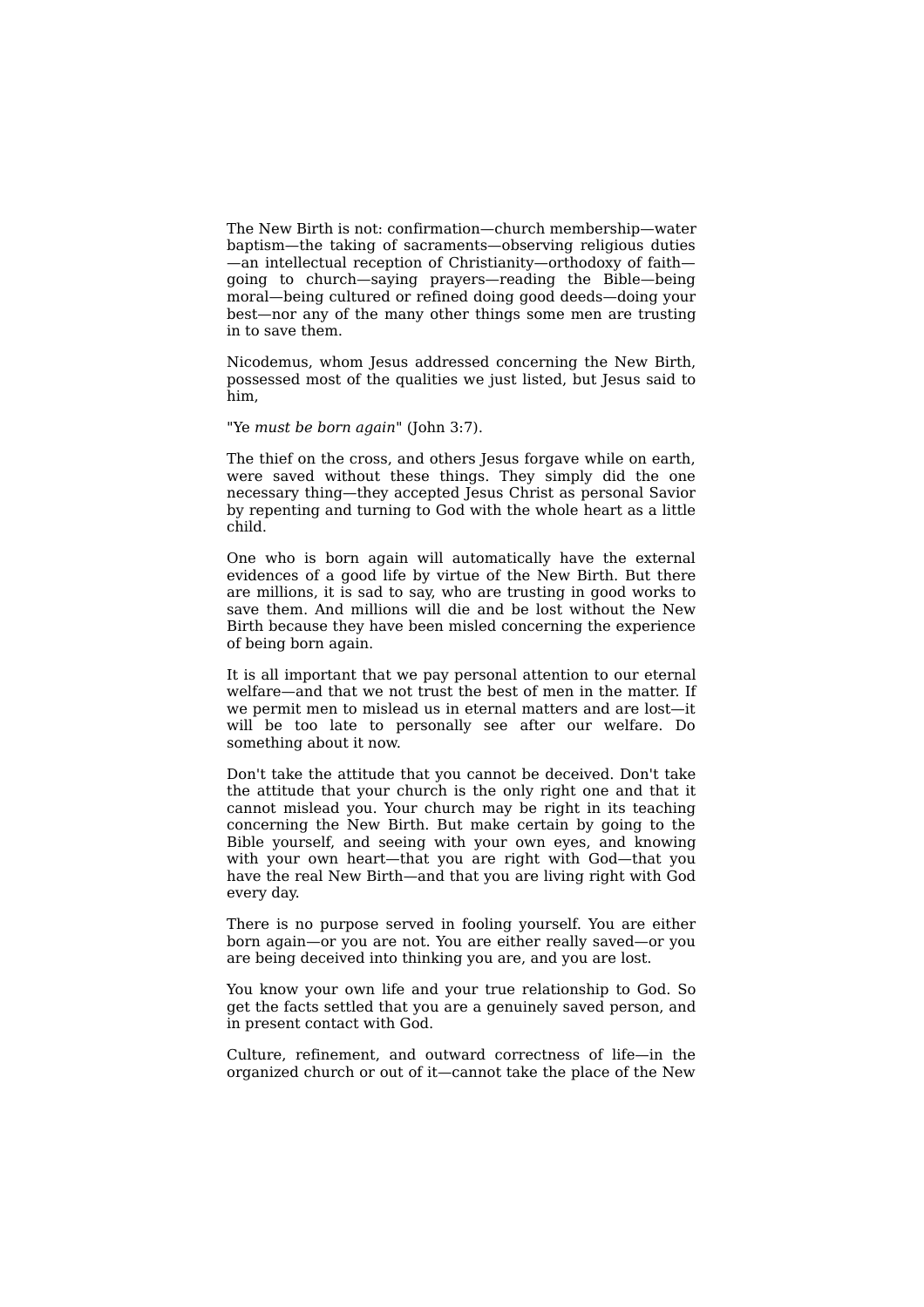The New Birth is not: confirmation—church membership—water baptism—the taking of sacraments—observing religious duties—an intellectual reception of Christianity—orthodoxy of faith—going to church—saying prayers—reading the Bible—being moral—being cultured or refined doing good deeds—doing your best—nor any of the many other things some men are trusting in to save them.

Nicodemus, whom Jesus addressed concerning the New Birth, possessed most of the qualities we just listed, but Jesus said to him,

"Ye *must be born again*" (John 3:7).

The thief on the cross, and others Jesus forgave while on earth, were saved without these things. They simply did the one necessary thing—they accepted Jesus Christ as personal Savior by repenting and turning to God with the whole heart as a little child.

One who is born again will automatically have the external evidences of a good life by virtue of the New Birth. But there are millions, it is sad to say, who are trusting in good works to save them. And millions will die and be lost without the New Birth because they have been misled concerning the experience of being born again.

It is all important that we pay personal attention to our eternal welfare—and that we not trust the best of men in the matter. If we permit men to mislead us in eternal matters and are lost—it will be too late to personally see after our welfare. Do something about it now.

Don't take the attitude that you cannot be deceived. Don't take the attitude that your church is the only right one and that it cannot mislead you. Your church may be right in its teaching concerning the New Birth. But make certain by going to the Bible yourself, and seeing with your own eyes, and knowing with your own heart—that you are right with God—that you have the real New Birth—and that you are living right with God every day.

There is no purpose served in fooling yourself. You are either born again—or you are not. You are either really saved—or you are being deceived into thinking you are, and you are lost.

You know your own life and your true relationship to God. So get the facts settled that you are a genuinely saved person, and in present contact with God.

Culture, refinement, and outward correctness of life—in the organized church or out of it—cannot take the place of the New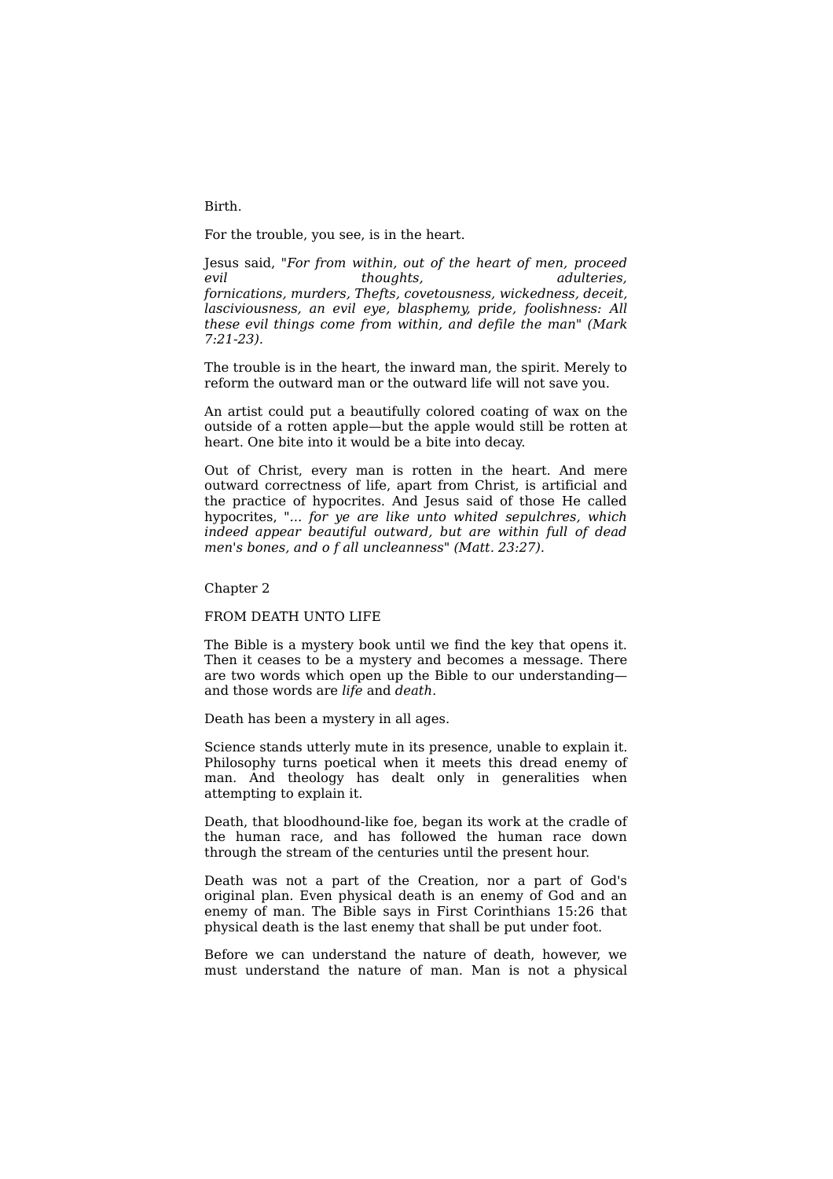Birth.

For the trouble, you see, is in the heart.

Jesus said, "*For from within, out of the heart of men, proceed evil thoughts, adulteries, fornications, murders, Thefts, covetousness, wickedness, deceit, lasciviousness, an evil eye, blasphemy, pride, foolishness: All these evil things come from within, and defile the man*" *(Mark 7:21-23).*

The trouble is in the heart, the inward man, the spirit. Merely to reform the outward man or the outward life will not save you.

An artist could put a beautifully colored coating of wax on the outside of a rotten apple—but the apple would still be rotten at heart. One bite into it would be a bite into decay.

Out of Christ, every man is rotten in the heart. And mere outward correctness of life, apart from Christ, is artificial and the practice of hypocrites. And Jesus said of those He called hypocrites, "*... for ye are like unto whited sepulchres, which indeed appear beautiful outward, but are within full of dead men*'*s bones, and o f all uncleanness*" *(Matt. 23:27).*

## Chapter 2

## FROM DEATH UNTO LIFE

The Bible is a mystery book until we find the key that opens it. Then it ceases to be a mystery and becomes a message. There are two words which open up the Bible to our understanding—and those words are *life* and *death*.

Death has been a mystery in all ages.

Science stands utterly mute in its presence, unable to explain it. Philosophy turns poetical when it meets this dread enemy of man. And theology has dealt only in generalities when attempting to explain it.

Death, that bloodhound-like foe, began its work at the cradle of the human race, and has followed the human race down through the stream of the centuries until the present hour.

Death was not a part of the Creation, nor a part of God's original plan. Even physical death is an enemy of God and an enemy of man. The Bible says in First Corinthians 15:26 that physical death is the last enemy that shall be put under foot.

Before we can understand the nature of death, however, we must understand the nature of man. Man is not a physical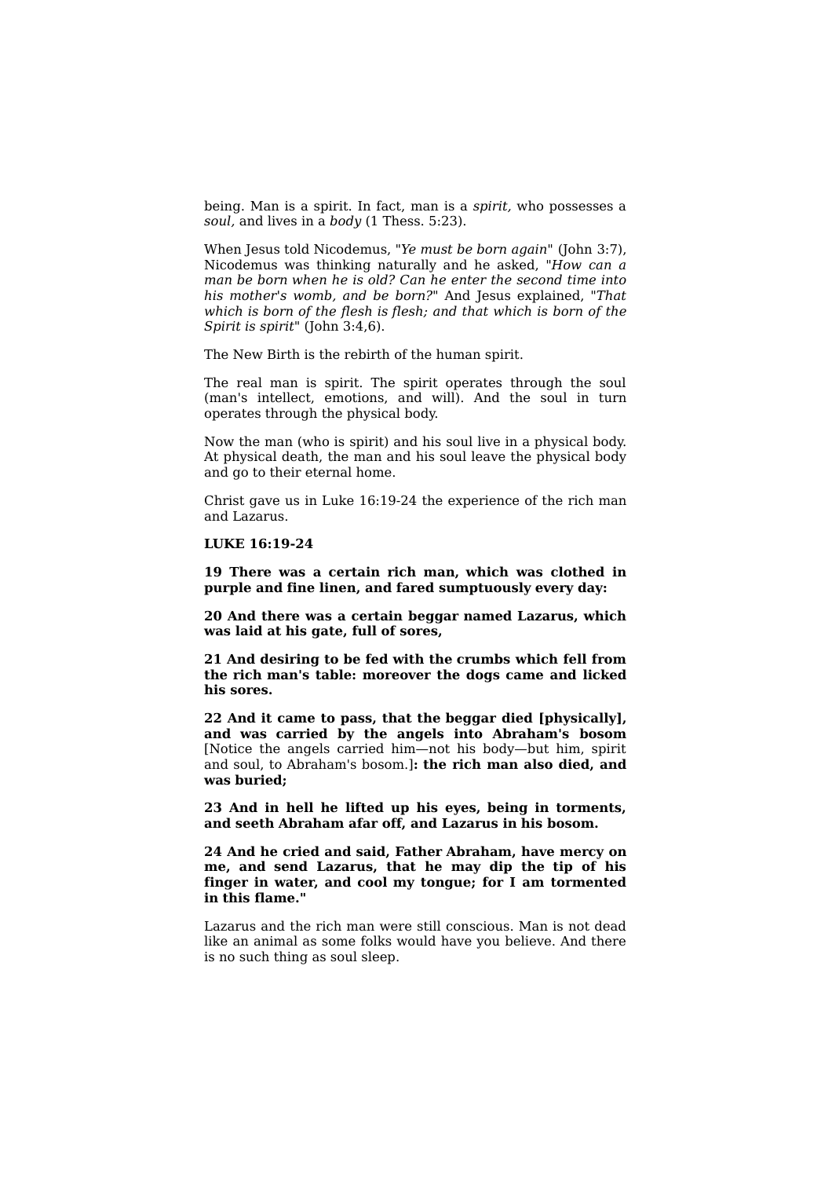being. Man is a spirit. In fact, man is a *spirit,* who possesses a *soul,* and lives in a *body* (1 Thess. 5:23).

When Jesus told Nicodemus, "*Ye must be born again*" (John 3:7), Nicodemus was thinking naturally and he asked, "*How can a man be born when he is old? Can he enter the second time into his mother's womb, and be born?*" And Jesus explained, "*That which is born of the flesh is flesh; and that which is born of the Spirit is spirit*" (John 3:4,6).

The New Birth is the rebirth of the human spirit.

The real man is spirit. The spirit operates through the soul (man's intellect, emotions, and will). And the soul in turn operates through the physical body.

Now the man (who is spirit) and his soul live in a physical body. At physical death, the man and his soul leave the physical body and go to their eternal home.

Christ gave us in Luke 16:19-24 the experience of the rich man and Lazarus.

**LUKE 16:19-24**

**19 There was a certain rich man, which was clothed in purple and fine linen, and fared sumptuously every day:**

**20 And there was a certain beggar named Lazarus, which was laid at his gate, full of sores,**

**21 And desiring to be fed with the crumbs which fell from the rich man's table: moreover the dogs came and licked his sores.**

**22 And it came to pass, that the beggar died [physically], and was carried by the angels into Abraham's bosom** [Notice the angels carried him—not his body—but him, spirit and soul, to Abraham's bosom.]**: the rich man also died, and was buried;**

**23 And in hell he lifted up his eyes, being in torments, and seeth Abraham afar off, and Lazarus in his bosom.**

**24 And he cried and said, Father Abraham, have mercy on me, and send Lazarus, that he may dip the tip of his finger in water, and cool my tongue; for I am tormented in this flame."**

Lazarus and the rich man were still conscious. Man is not dead like an animal as some folks would have you believe. And there is no such thing as soul sleep.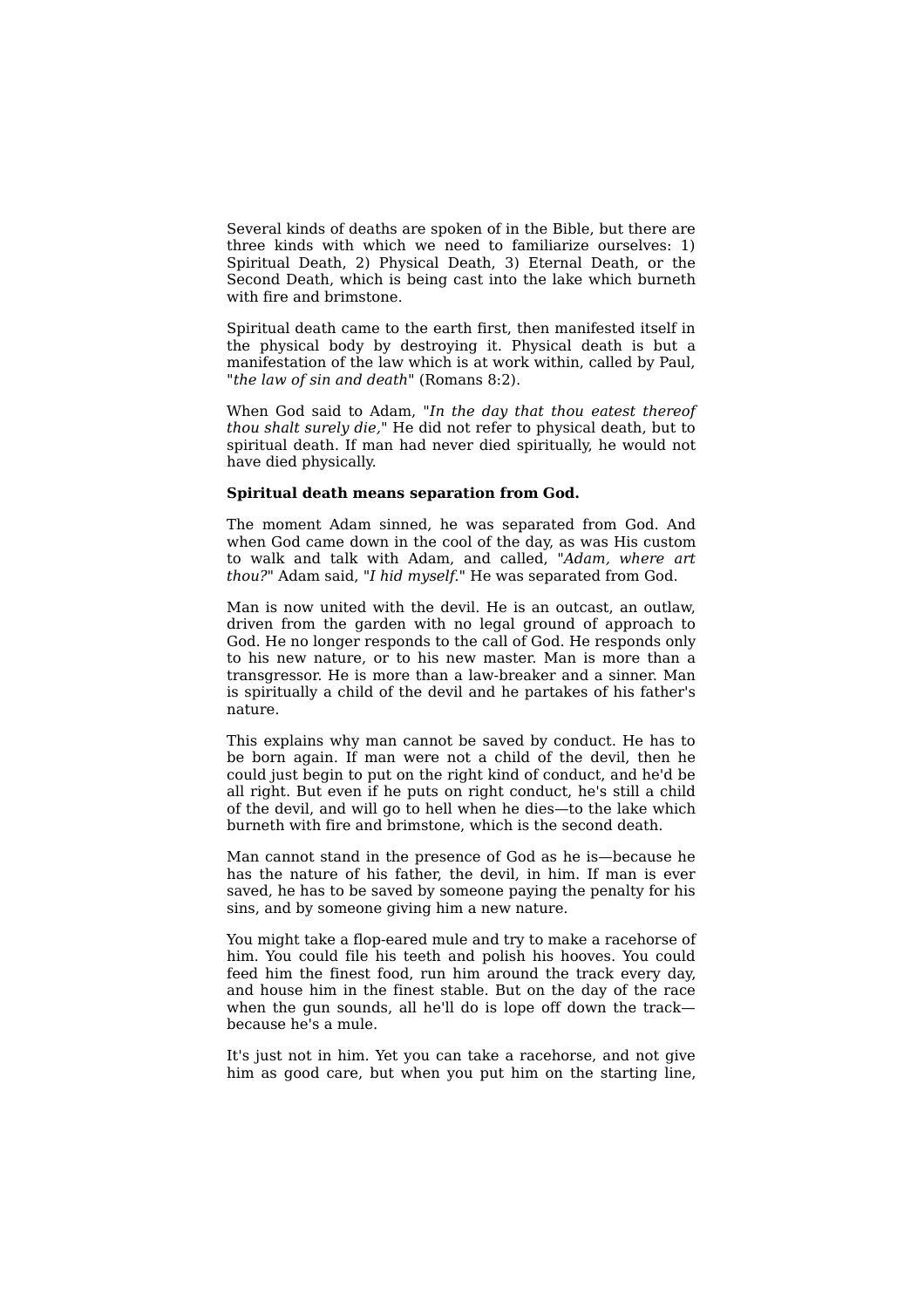Several kinds of deaths are spoken of in the Bible, but there are three kinds with which we need to familiarize ourselves: 1) Spiritual Death, 2) Physical Death, 3) Eternal Death, or the Second Death, which is being cast into the lake which burneth with fire and brimstone.

Spiritual death came to the earth first, then manifested itself in the physical body by destroying it. Physical death is but a manifestation of the law which is at work within, called by Paul, "*the law of sin and death*" (Romans 8:2).

When God said to Adam, "*In the day that thou eatest thereof thou shalt surely die,*" He did not refer to physical death, but to spiritual death. If man had never died spiritually, he would not have died physically.

**Spiritual death means separation from God.**

The moment Adam sinned, he was separated from God. And when God came down in the cool of the day, as was His custom to walk and talk with Adam, and called, "*Adam, where art thou?*" Adam said, "*I hid myself.*" He was separated from God.

Man is now united with the devil. He is an outcast, an outlaw, driven from the garden with no legal ground of approach to God. He no longer responds to the call of God. He responds only to his new nature, or to his new master. Man is more than a transgressor. He is more than a law-breaker and a sinner. Man is spiritually a child of the devil and he partakes of his father's nature.

This explains why man cannot be saved by conduct. He has to be born again. If man were not a child of the devil, then he could just begin to put on the right kind of conduct, and he'd be all right. But even if he puts on right conduct, he's still a child of the devil, and will go to hell when he dies—to the lake which burneth with fire and brimstone, which is the second death.

Man cannot stand in the presence of God as he is—because he has the nature of his father, the devil, in him. If man is ever saved, he has to be saved by someone paying the penalty for his sins, and by someone giving him a new nature.

You might take a flop-eared mule and try to make a racehorse of him. You could file his teeth and polish his hooves. You could feed him the finest food, run him around the track every day, and house him in the finest stable. But on the day of the race when the gun sounds, all he'll do is lope off down the track—because he's a mule.

It's just not in him. Yet you can take a racehorse, and not give him as good care, but when you put him on the starting line,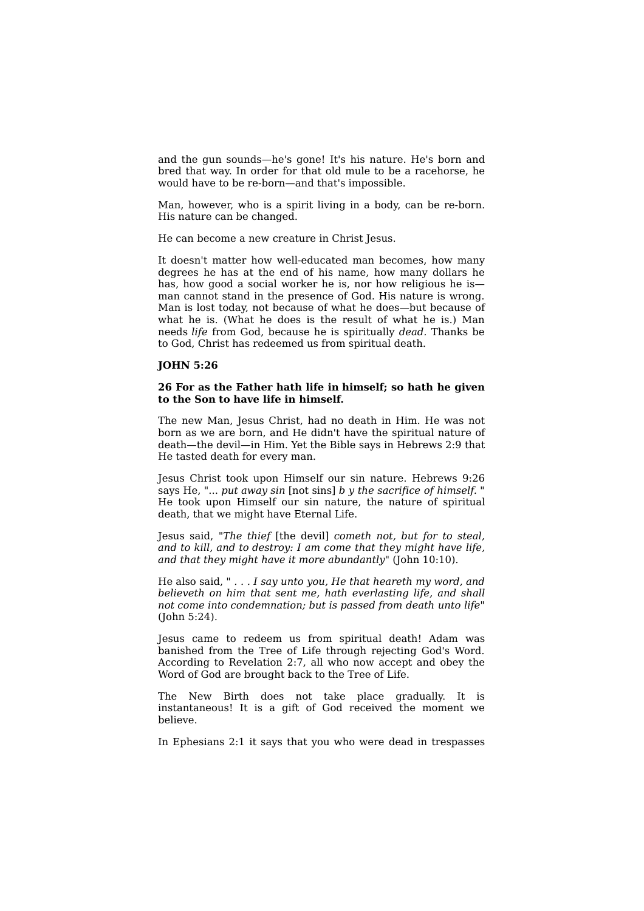and the gun sounds—he's gone! It's his nature. He's born and bred that way. In order for that old mule to be a racehorse, he would have to be re-born—and that's impossible.

Man, however, who is a spirit living in a body, can be re-born. His nature can be changed.

He can become a new creature in Christ Jesus.

It doesn't matter how well-educated man becomes, how many degrees he has at the end of his name, how many dollars he has, how good a social worker he is, nor how religious he is—man cannot stand in the presence of God. His nature is wrong. Man is lost today, not because of what he does—but because of what he is. (What he does is the result of what he is.) Man needs *life* from God, because he is spiritually *dead*. Thanks be to God, Christ has redeemed us from spiritual death.

**JOHN 5:26**

**26 For as the Father hath life in himself; so hath he given to the Son to have life in himself.**

The new Man, Jesus Christ, had no death in Him. He was not born as we are born, and He didn't have the spiritual nature of death—the devil—in Him. Yet the Bible says in Hebrews 2:9 that He tasted death for every man.

Jesus Christ took upon Himself our sin nature. Hebrews 9:26 says He, "... *put away sin* [not sins] *b y the sacrifice of himself.* " He took upon Himself our sin nature, the nature of spiritual death, that we might have Eternal Life.

Jesus said, "*The thief* [the devil] *cometh not, but for to steal, and to kill, and to destroy: I am come that they might have life, and that they might have it more abundantly*" (John 10:10).

He also said, " . . . *I say unto you, He that heareth my word, and believeth on him that sent me, hath everlasting life, and shall not come into condemnation; but is passed from death unto life*" (John 5:24).

Jesus came to redeem us from spiritual death! Adam was banished from the Tree of Life through rejecting God's Word. According to Revelation 2:7, all who now accept and obey the Word of God are brought back to the Tree of Life.

The New Birth does not take place gradually. It is instantaneous! It is a gift of God received the moment we believe.

In Ephesians 2:1 it says that you who were dead in trespasses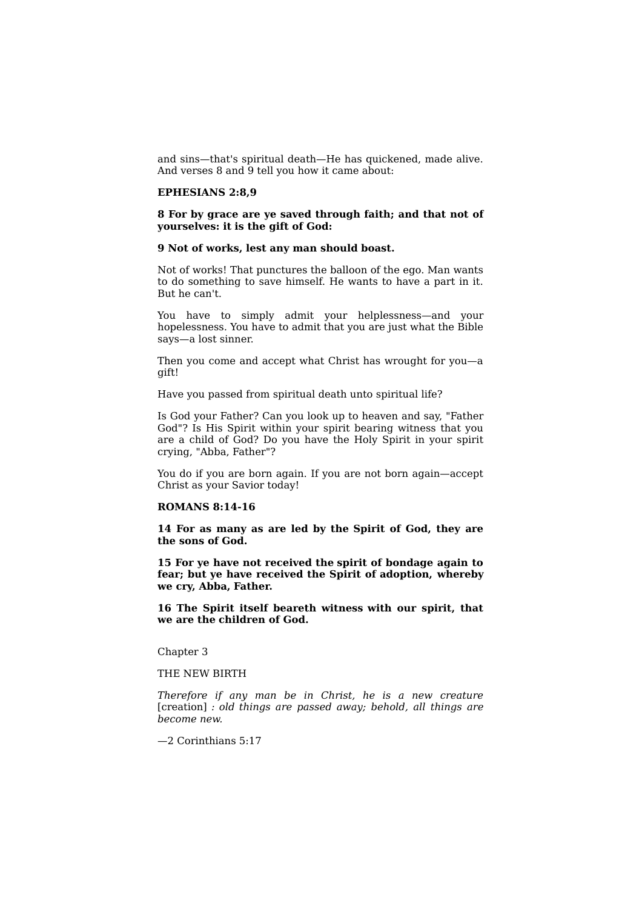and sins—that's spiritual death—He has quickened, made alive. And verses 8 and 9 tell you how it came about:

**EPHESIANS 2:8,9**

**8 For by grace are ye saved through faith; and that not of yourselves: it is the gift of God:**

**9 Not of works, lest any man should boast.**

Not of works! That punctures the balloon of the ego. Man wants to do something to save himself. He wants to have a part in it. But he can't.

You have to simply admit your helplessness—and your hopelessness. You have to admit that you are just what the Bible says—a lost sinner.

Then you come and accept what Christ has wrought for you—a gift!

Have you passed from spiritual death unto spiritual life?

Is God your Father? Can you look up to heaven and say, "Father God"? Is His Spirit within your spirit bearing witness that you are a child of God? Do you have the Holy Spirit in your spirit crying, "Abba, Father"?

You do if you are born again. If you are not born again—accept Christ as your Savior today!

**ROMANS 8:14-16**

**14 For as many as are led by the Spirit of God, they are the sons of God.**

**15 For ye have not received the spirit of bondage again to fear; but ye have received the Spirit of adoption, whereby we cry, Abba, Father.**

**16 The Spirit itself beareth witness with our spirit, that we are the children of God.**

## Chapter 3

## THE NEW BIRTH

*Therefore if any man be in Christ, he is a new creature* [creation] *: old things are passed away; behold, all things are become new.*

—2 Corinthians 5:17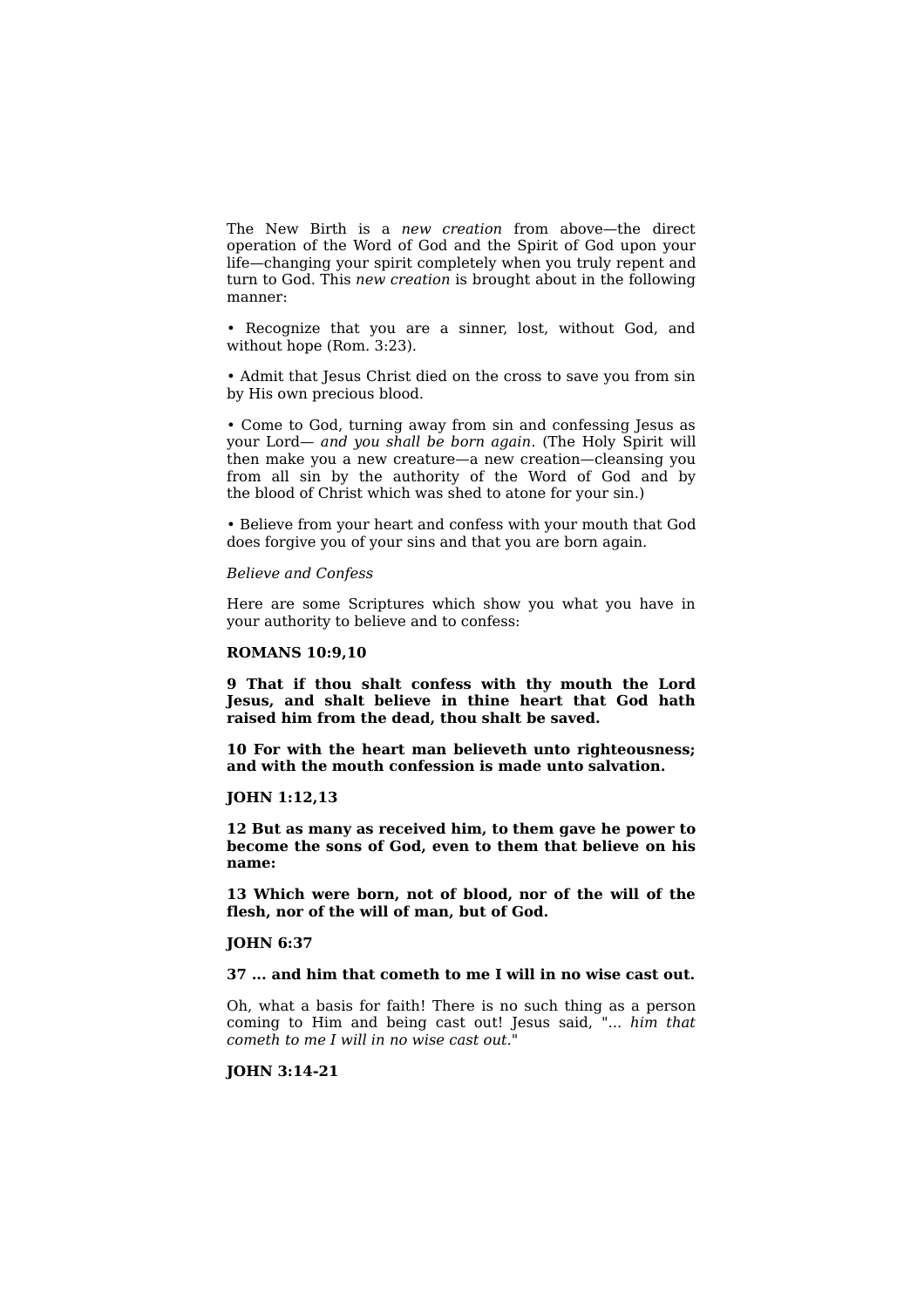The New Birth is a *new creation* from above—the direct operation of the Word of God and the Spirit of God upon your life—changing your spirit completely when you truly repent and turn to God. This *new creation* is brought about in the following manner:

• Recognize that you are a sinner, lost, without God, and without hope (Rom. 3:23).

• Admit that Jesus Christ died on the cross to save you from sin by His own precious blood.

• Come to God, turning away from sin and confessing Jesus as your Lord— *and you shall be born again*. (The Holy Spirit will then make you a new creature—a new creation—cleansing you from all sin by the authority of the Word of God and by the blood of Christ which was shed to atone for your sin.)

• Believe from your heart and confess with your mouth that God does forgive you of your sins and that you are born again.

*Believe and Confess*

Here are some Scriptures which show you what you have in your authority to believe and to confess:

**ROMANS 10:9,10**

**9 That if thou shalt confess with thy mouth the Lord Jesus, and shalt believe in thine heart that God hath raised him from the dead, thou shalt be saved.**

**10 For with the heart man believeth unto righteousness; and with the mouth confession is made unto salvation.**

**JOHN 1:12,13**

**12 But as many as received him, to them gave he power to become the sons of God, even to them that believe on his name:**

**13 Which were born, not of blood, nor of the will of the flesh, nor of the will of man, but of God.**

**JOHN 6:37**

**37 ... and him that cometh to me I will in no wise cast out.**

Oh, what a basis for faith! There is no such thing as a person coming to Him and being cast out! Jesus said, "*... him that cometh to me I will in no wise cast out.*"

**JOHN 3:14-21**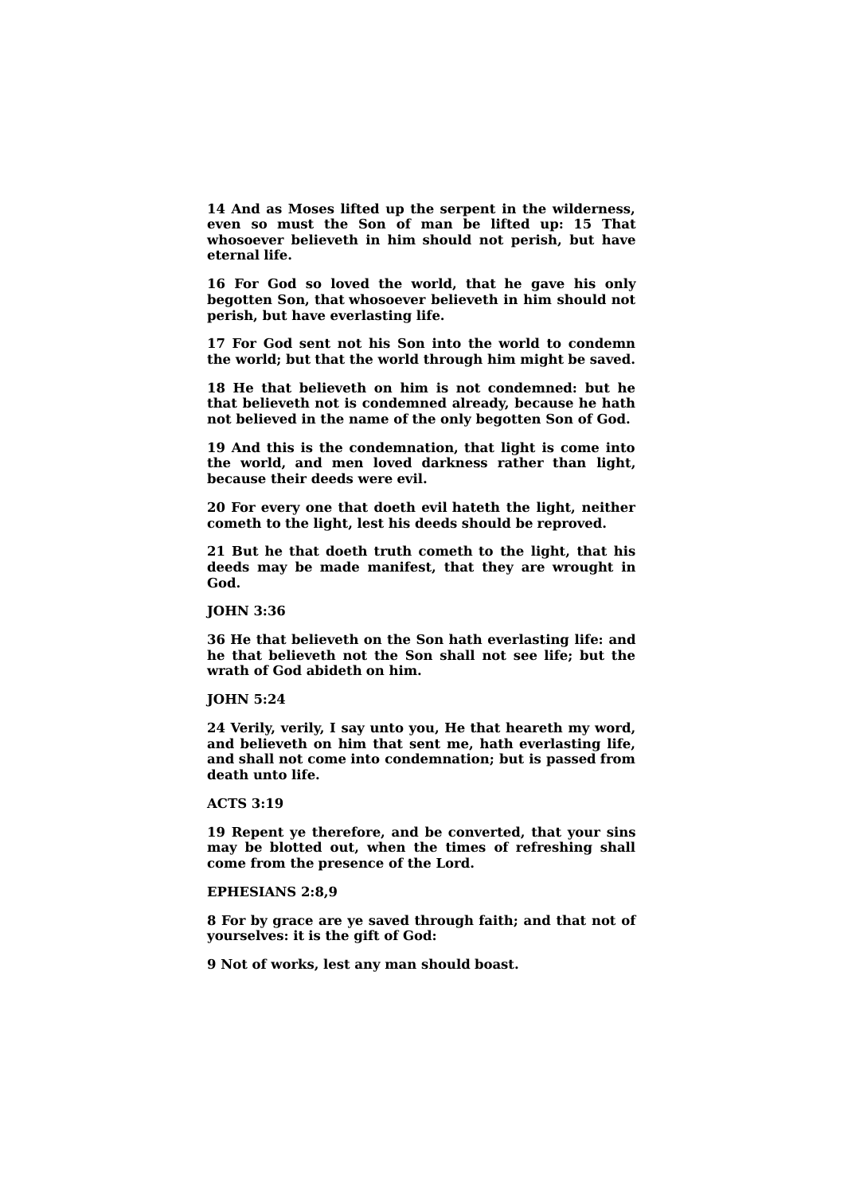**14 And as Moses lifted up the serpent in the wilderness, even so must the Son of man be lifted up: 15 That whosoever believeth in him should not perish, but have eternal life.**

**16 For God so loved the world, that he gave his only begotten Son, that whosoever believeth in him should not perish, but have everlasting life.**

**17 For God sent not his Son into the world to condemn the world; but that the world through him might be saved.**

**18 He that believeth on him is not condemned: but he that believeth not is condemned already, because he hath not believed in the name of the only begotten Son of God.**

**19 And this is the condemnation, that light is come into the world, and men loved darkness rather than light, because their deeds were evil.**

**20 For every one that doeth evil hateth the light, neither cometh to the light, lest his deeds should be reproved.**

**21 But he that doeth truth cometh to the light, that his deeds may be made manifest, that they are wrought in God.**

**JOHN 3:36**

**36 He that believeth on the Son hath everlasting life: and he that believeth not the Son shall not see life; but the wrath of God abideth on him.**

**JOHN 5:24**

**24 Verily, verily, I say unto you, He that heareth my word, and believeth on him that sent me, hath everlasting life, and shall not come into condemnation; but is passed from death unto life.**

**ACTS 3:19**

**19 Repent ye therefore, and be converted, that your sins may be blotted out, when the times of refreshing shall come from the presence of the Lord.**

**EPHESIANS 2:8,9**

**8 For by grace are ye saved through faith; and that not of yourselves: it is the gift of God:**

**9 Not of works, lest any man should boast.**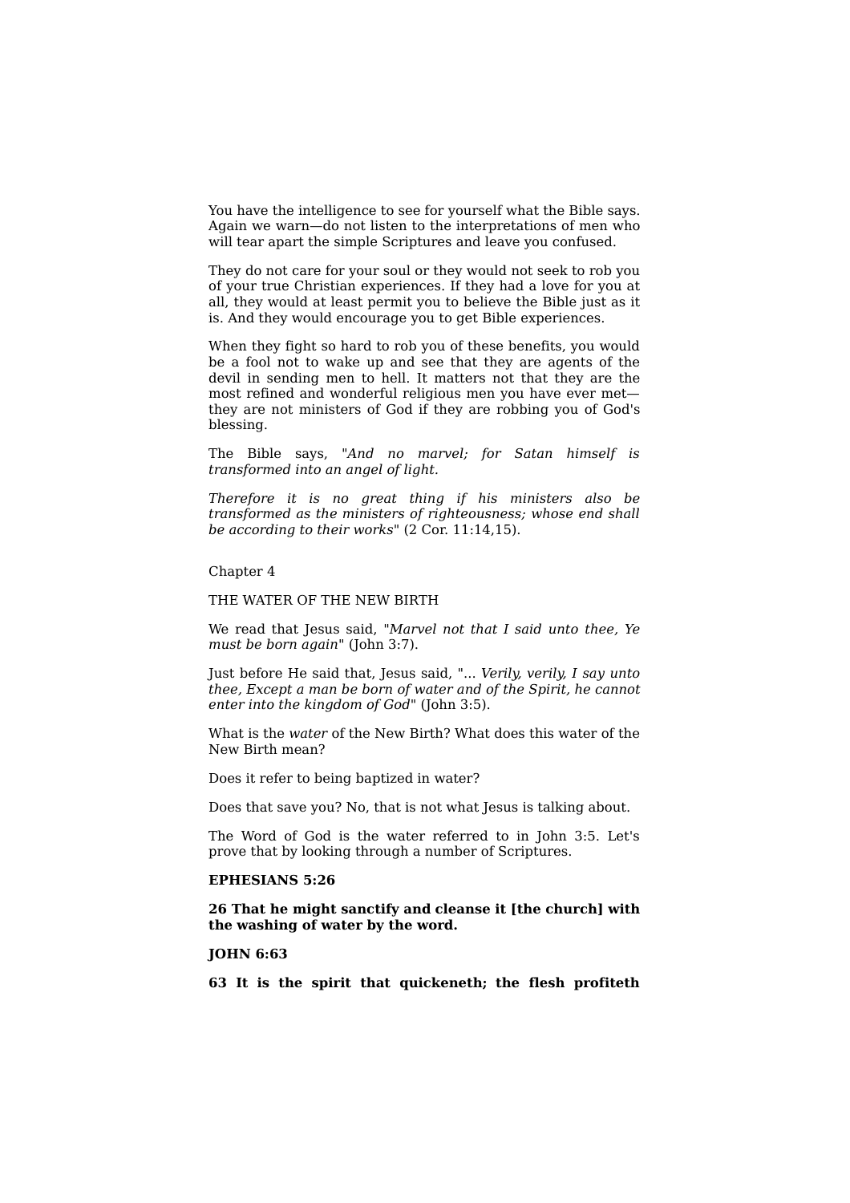You have the intelligence to see for yourself what the Bible says. Again we warn—do not listen to the interpretations of men who will tear apart the simple Scriptures and leave you confused.

They do not care for your soul or they would not seek to rob you of your true Christian experiences. If they had a love for you at all, they would at least permit you to believe the Bible just as it is. And they would encourage you to get Bible experiences.

When they fight so hard to rob you of these benefits, you would be a fool not to wake up and see that they are agents of the devil in sending men to hell. It matters not that they are the most refined and wonderful religious men you have ever met—they are not ministers of God if they are robbing you of God's blessing.

The Bible says, "*And no marvel; for Satan himself is transformed into an angel of light.*

*Therefore it is no great thing if his ministers also be transformed as the ministers of righteousness; whose end shall be according to their works*" (2 Cor. 11:14,15).

Chapter 4

THE WATER OF THE NEW BIRTH

We read that Jesus said, "*Marvel not that I said unto thee, Ye must be born again*" (John 3:7).

Just before He said that, Jesus said, "... *Verily, verily, I say unto thee, Except a man be born of water and of the Spirit, he cannot enter into the kingdom of God*" (John 3:5).

What is the *water* of the New Birth? What does this water of the New Birth mean?

Does it refer to being baptized in water?

Does that save you? No, that is not what Jesus is talking about.

The Word of God is the water referred to in John 3:5. Let's prove that by looking through a number of Scriptures.

**EPHESIANS 5:26**

**26 That he might sanctify and cleanse it [the church] with the washing of water by the word.**

**JOHN 6:63**

**63 It is the spirit that quickeneth; the flesh profiteth**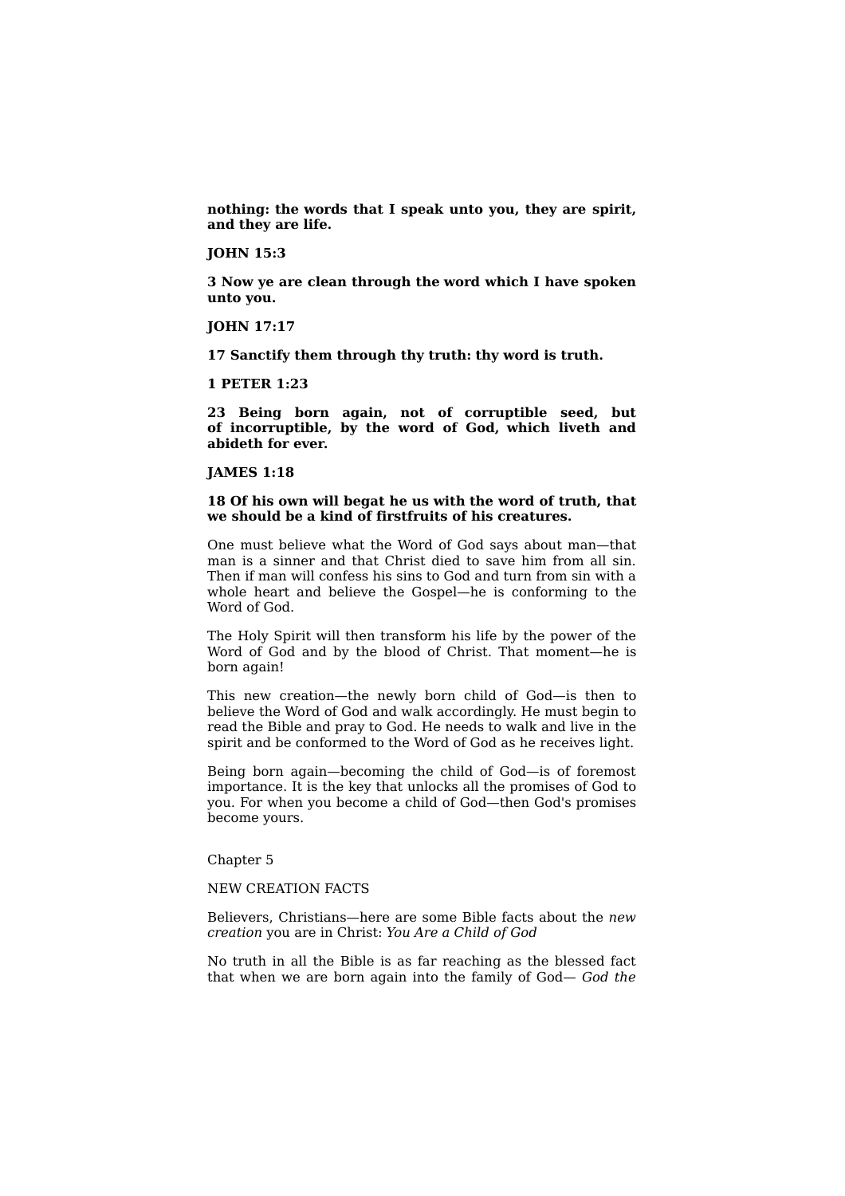**nothing: the words that I speak unto you, they are spirit, and they are life.**

**JOHN 15:3**

**3 Now ye are clean through the word which I have spoken unto you.**

**JOHN 17:17**

**17 Sanctify them through thy truth: thy word is truth.**

**1 PETER 1:23**

**23 Being born again, not of corruptible seed, but of incorruptible, by the word of God, which liveth and abideth for ever.**

**JAMES 1:18**

**18 Of his own will begat he us with the word of truth, that we should be a kind of firstfruits of his creatures.**

One must believe what the Word of God says about man—that man is a sinner and that Christ died to save him from all sin. Then if man will confess his sins to God and turn from sin with a whole heart and believe the Gospel—he is conforming to the Word of God.

The Holy Spirit will then transform his life by the power of the Word of God and by the blood of Christ. That moment—he is born again!

This new creation—the newly born child of God—is then to believe the Word of God and walk accordingly. He must begin to read the Bible and pray to God. He needs to walk and live in the spirit and be conformed to the Word of God as he receives light.

Being born again—becoming the child of God—is of foremost importance. It is the key that unlocks all the promises of God to you. For when you become a child of God—then God's promises become yours.

## Chapter 5

## NEW CREATION FACTS

Believers, Christians—here are some Bible facts about the *new creation* you are in Christ: *You Are a Child of God*

No truth in all the Bible is as far reaching as the blessed fact that when we are born again into the family of God— *God the*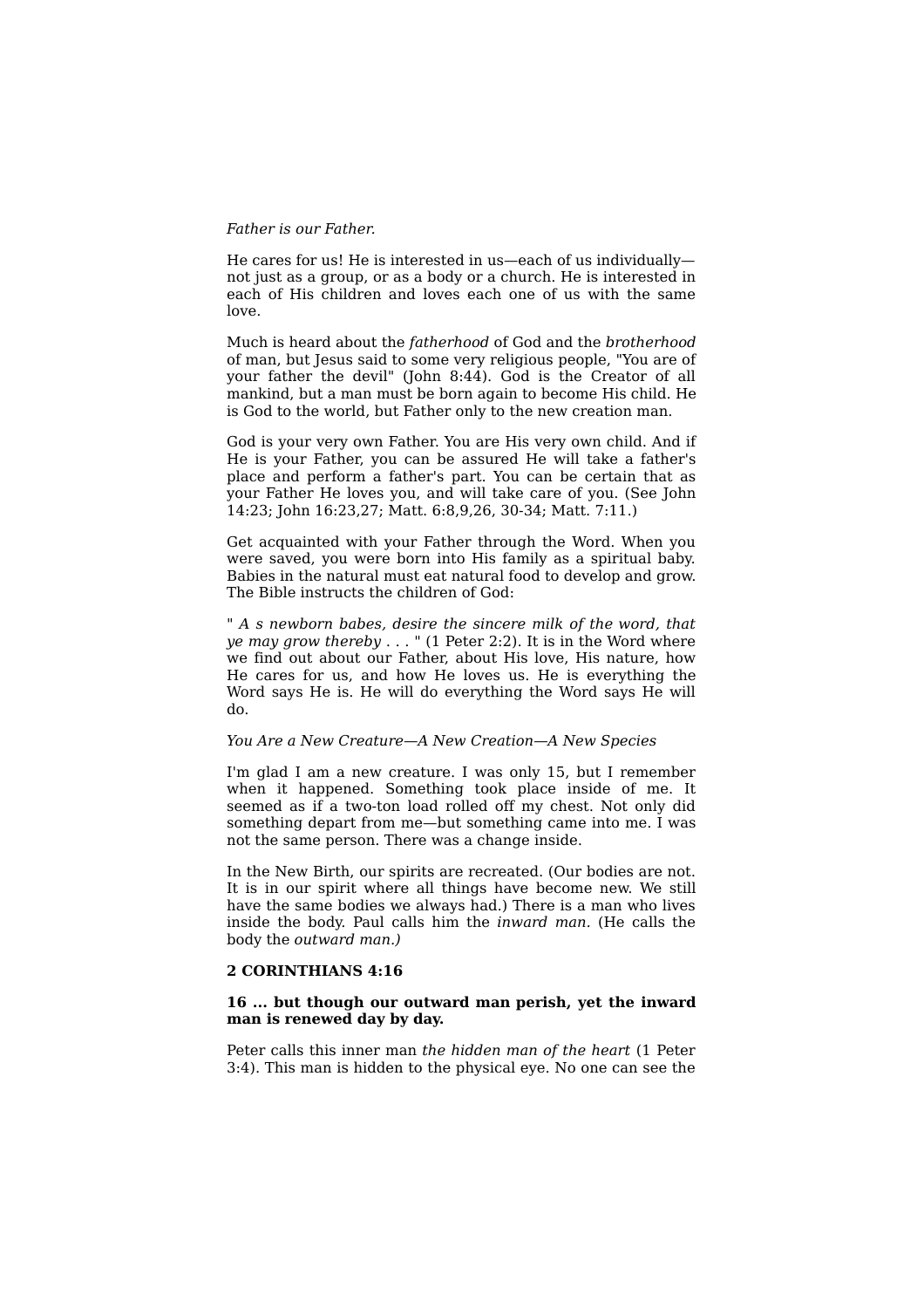*Father is our Father.*

He cares for us! He is interested in us—each of us individually—not just as a group, or as a body or a church. He is interested in each of His children and loves each one of us with the same love.

Much is heard about the *fatherhood* of God and the *brotherhood* of man, but Jesus said to some very religious people, "You are of your father the devil" (John 8:44). God is the Creator of all mankind, but a man must be born again to become His child. He is God to the world, but Father only to the new creation man.

God is your very own Father. You are His very own child. And if He is your Father, you can be assured He will take a father's place and perform a father's part. You can be certain that as your Father He loves you, and will take care of you. (See John 14:23; John 16:23,27; Matt. 6:8,9,26, 30-34; Matt. 7:11.)

Get acquainted with your Father through the Word. When you were saved, you were born into His family as a spiritual baby. Babies in the natural must eat natural food to develop and grow. The Bible instructs the children of God:

" *A s newborn babes, desire the sincere milk of the word, that ye may grow thereby* . . . " (1 Peter 2:2). It is in the Word where we find out about our Father, about His love, His nature, how He cares for us, and how He loves us. He is everything the Word says He is. He will do everything the Word says He will do.

*You Are a New Creature—A New Creation—A New Species*

I'm glad I am a new creature. I was only 15, but I remember when it happened. Something took place inside of me. It seemed as if a two-ton load rolled off my chest. Not only did something depart from me—but something came into me. I was not the same person. There was a change inside.

In the New Birth, our spirits are recreated. (Our bodies are not. It is in our spirit where all things have become new. We still have the same bodies we always had.) There is a man who lives inside the body. Paul calls him the *inward man.* (He calls the body the *outward man.)*

**2 CORINTHIANS 4:16**

**16 ... but though our outward man perish, yet the inward man is renewed day by day.**

Peter calls this inner man *the hidden man of the heart* (1 Peter 3:4). This man is hidden to the physical eye. No one can see the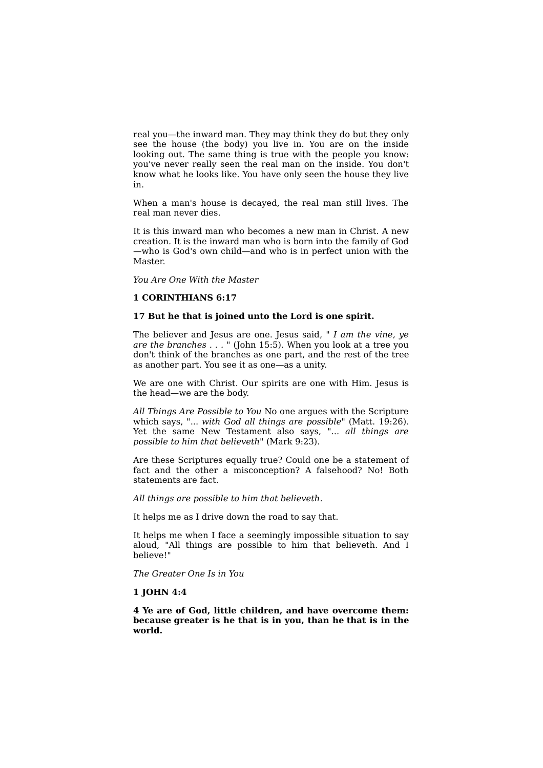real you—the inward man. They may think they do but they only see the house (the body) you live in. You are on the inside looking out. The same thing is true with the people you know: you've never really seen the real man on the inside. You don't know what he looks like. You have only seen the house they live in.

When a man's house is decayed, the real man still lives. The real man never dies.

It is this inward man who becomes a new man in Christ. A new creation. It is the inward man who is born into the family of God —who is God's own child—and who is in perfect union with the Master.

*You Are One With the Master*

**1 CORINTHIANS 6:17**

**17 But he that is joined unto the Lord is one spirit.**

The believer and Jesus are one. Jesus said, " *I am the vine, ye are the branches* . . . " (John 15:5). When you look at a tree you don't think of the branches as one part, and the rest of the tree as another part. You see it as one—as a unity.

We are one with Christ. Our spirits are one with Him. Jesus is the head—we are the body.

*All Things Are Possible to You* No one argues with the Scripture which says, "... *with God all things are possible*" (Matt. 19:26). Yet the same New Testament also says, "... *all things are possible to him that believeth*" (Mark 9:23).

Are these Scriptures equally true? Could one be a statement of fact and the other a misconception? A falsehood? No! Both statements are fact.

*All things are possible to him that believeth.*

It helps me as I drive down the road to say that.

It helps me when I face a seemingly impossible situation to say aloud, "All things are possible to him that believeth. And I believe!"

*The Greater One Is in You*

**1 JOHN 4:4**

**4 Ye are of God, little children, and have overcome them: because greater is he that is in you, than he that is in the world.**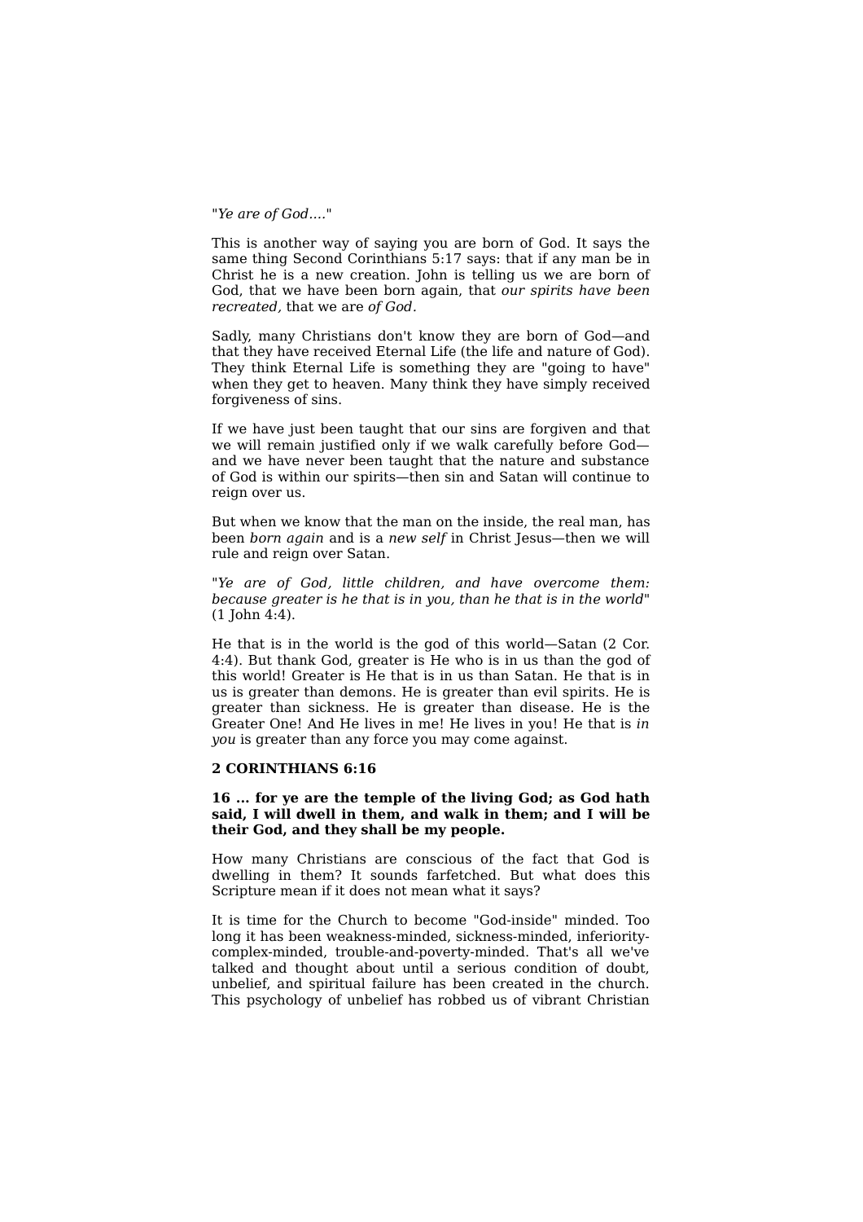"*Ye are of God....*"

This is another way of saying you are born of God. It says the same thing Second Corinthians 5:17 says: that if any man be in Christ he is a new creation. John is telling us we are born of God, that we have been born again, that *our spirits have been recreated*, that we are *of God*.

Sadly, many Christians don't know they are born of God—and that they have received Eternal Life (the life and nature of God). They think Eternal Life is something they are "going to have" when they get to heaven. Many think they have simply received forgiveness of sins.

If we have just been taught that our sins are forgiven and that we will remain justified only if we walk carefully before God—and we have never been taught that the nature and substance of God is within our spirits—then sin and Satan will continue to reign over us.

But when we know that the man on the inside, the real man, has been *born again* and is a *new self* in Christ Jesus—then we will rule and reign over Satan.

"*Ye are of God, little children, and have overcome them: because greater is he that is in you, than he that is in the world*" (1 John 4:4).

He that is in the world is the god of this world—Satan (2 Cor. 4:4). But thank God, greater is He who is in us than the god of this world! Greater is He that is in us than Satan. He that is in us is greater than demons. He is greater than evil spirits. He is greater than sickness. He is greater than disease. He is the Greater One! And He lives in me! He lives in you! He that is *in you* is greater than any force you may come against.

**2 CORINTHIANS 6:16**

**16 ... for ye are the temple of the living God; as God hath said, I will dwell in them, and walk in them; and I will be their God, and they shall be my people.**

How many Christians are conscious of the fact that God is dwelling in them? It sounds farfetched. But what does this Scripture mean if it does not mean what it says?

It is time for the Church to become "God-inside" minded. Too long it has been weakness-minded, sickness-minded, inferiority-complex-minded, trouble-and-poverty-minded. That's all we've talked and thought about until a serious condition of doubt, unbelief, and spiritual failure has been created in the church. This psychology of unbelief has robbed us of vibrant Christian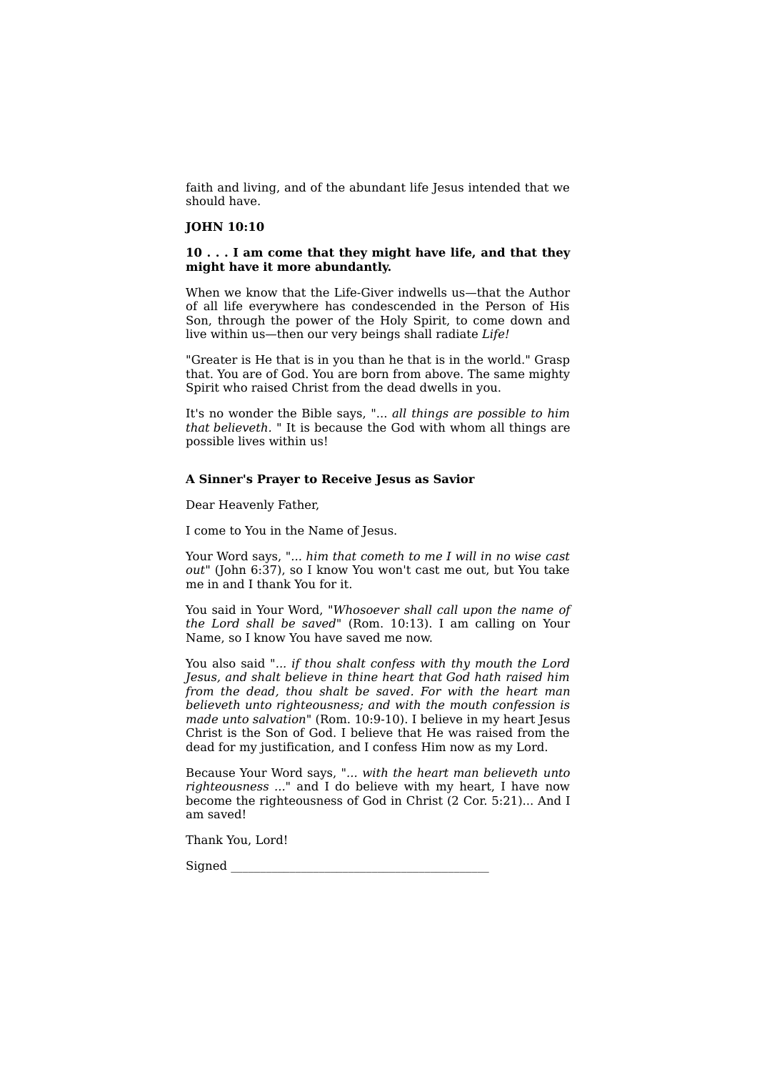faith and living, and of the abundant life Jesus intended that we should have.

**JOHN 10:10**

**10 . . . I am come that they might have life, and that they might have it more abundantly.**

When we know that the Life-Giver indwells us—that the Author of all life everywhere has condescended in the Person of His Son, through the power of the Holy Spirit, to come down and live within us—then our very beings shall radiate *Life!*

"Greater is He that is in you than he that is in the world." Grasp that. You are of God. You are born from above. The same mighty Spirit who raised Christ from the dead dwells in you.

It's no wonder the Bible says, "*... all things are possible to him that believeth.* " It is because the God with whom all things are possible lives within us!

**A Sinner's Prayer to Receive Jesus as Savior**

Dear Heavenly Father,

I come to You in the Name of Jesus.

Your Word says, "*... him that cometh to me I will in no wise cast out*" (John 6:37), so I know You won't cast me out, but You take me in and I thank You for it.

You said in Your Word, "*Whosoever shall call upon the name of the Lord shall be saved*" (Rom. 10:13). I am calling on Your Name, so I know You have saved me now.

You also said "*... if thou shalt confess with thy mouth the Lord Jesus, and shalt believe in thine heart that God hath raised him from the dead, thou shalt be saved. For with the heart man believeth unto righteousness; and with the mouth confession is made unto salvation*" (Rom. 10:9-10). I believe in my heart Jesus Christ is the Son of God. I believe that He was raised from the dead for my justification, and I confess Him now as my Lord.

Because Your Word says, "*... with the heart man believeth unto righteousness ...*" and I do believe with my heart, I have now become the righteousness of God in Christ (2 Cor. 5:21)... And I am saved!

Thank You, Lord!

Signed ________________________________________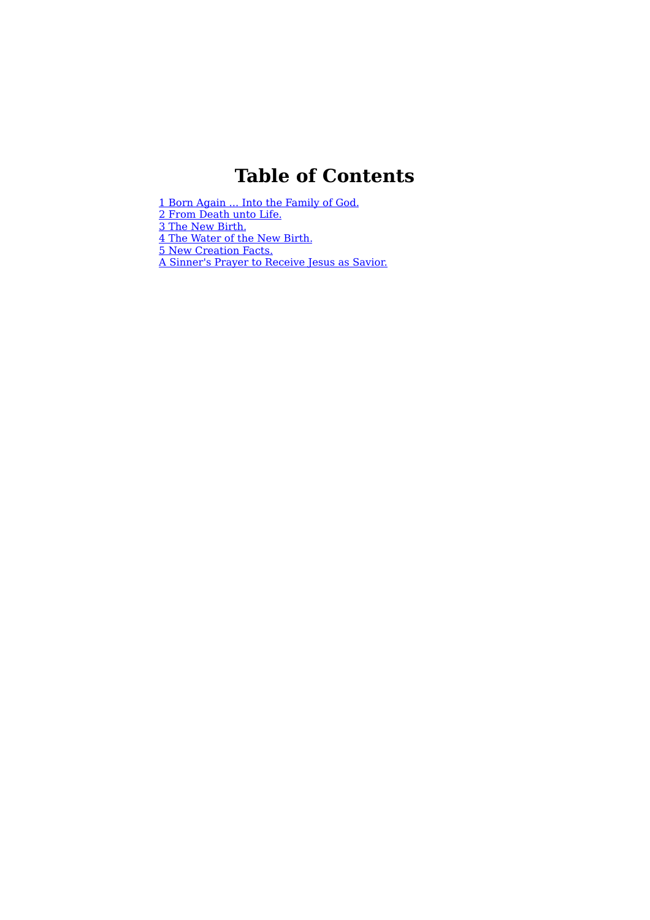# Table of Contents

1 Born Again ... Into the Family of God.
2 From Death unto Life.
3 The New Birth.
4 The Water of the New Birth.
5 New Creation Facts.
A Sinner's Prayer to Receive Jesus as Savior.